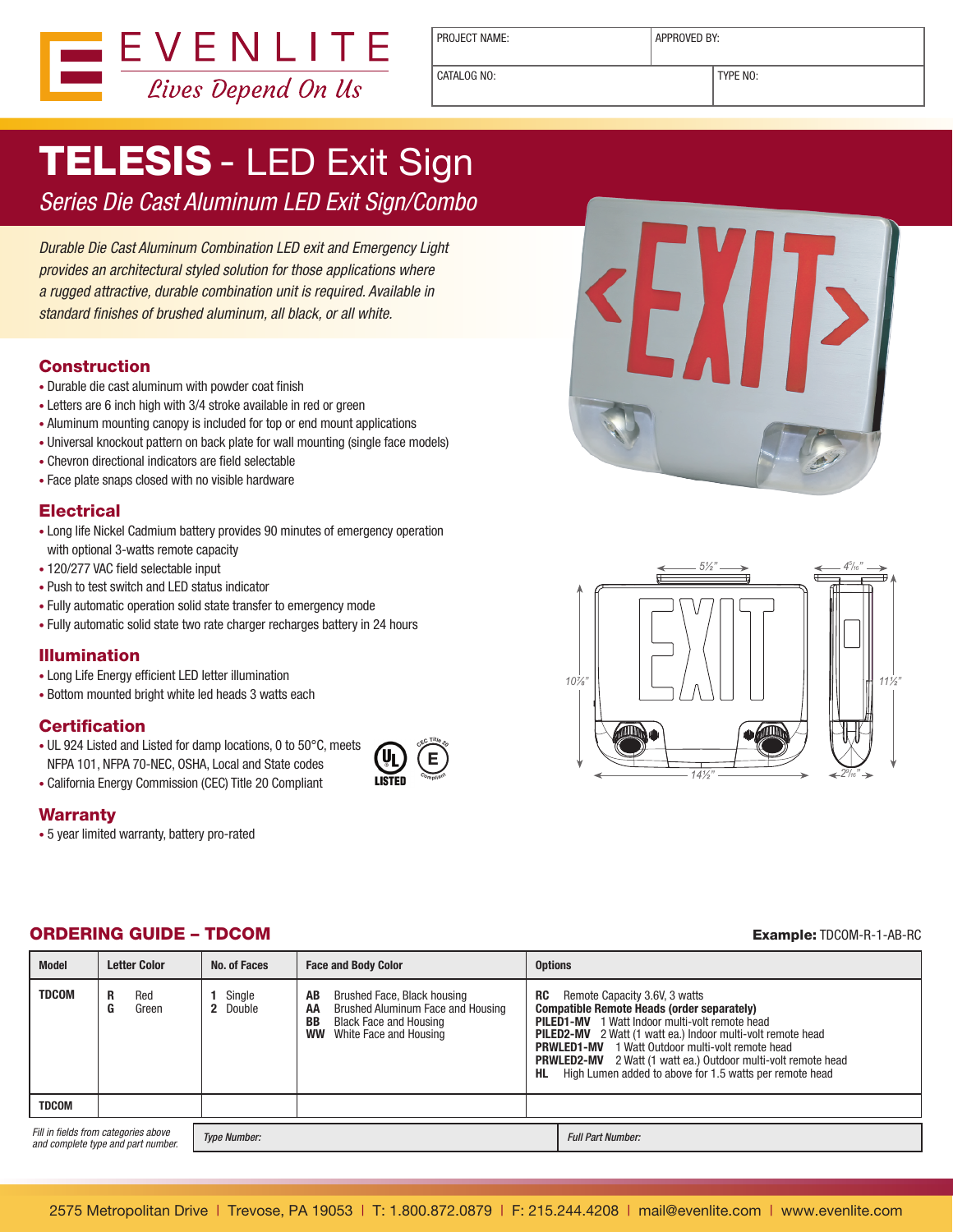EVENLITE
*Lives Depend On Us*

| PROJECT NAME: | APPROVED BY: |
|---|---|
| CATALOG NO: | TYPE NO: |

# TELESIS - LED Exit Sign

*Series Die Cast Aluminum LED Exit Sign/Combo*

*Durable Die Cast Aluminum Combination LED exit and Emergency Light provides an architectural styled solution for those applications where a rugged attractive, durable combination unit is required. Available in standard finishes of brushed aluminum, all black, or all white.*

## Construction

- Durable die cast aluminum with powder coat finish
- Letters are 6 inch high with 3/4 stroke available in red or green
- Aluminum mounting canopy is included for top or end mount applications
- Universal knockout pattern on back plate for wall mounting (single face models)
- Chevron directional indicators are field selectable
- Face plate snaps closed with no visible hardware

## Electrical

- Long life Nickel Cadmium battery provides 90 minutes of emergency operation with optional 3-watts remote capacity
- 120/277 VAC field selectable input
- Push to test switch and LED status indicator
- Fully automatic operation solid state transfer to emergency mode
- Fully automatic solid state two rate charger recharges battery in 24 hours

## Illumination

- Long Life Energy efficient LED letter illumination
- Bottom mounted bright white led heads 3 watts each

## Certification

- UL 924 Listed and Listed for damp locations, 0 to 50°C, meets NFPA 101, NFPA 70-NEC, OSHA, Local and State codes
- California Energy Commission (CEC) Title 20 Compliant

## Warranty

- 5 year limited warranty, battery pro-rated

5½" | 4⁵⁄₁₆" | 10⅞" | 11½" | 14½" | 2⁷⁄₁₆"

## ORDERING GUIDE – TDCOM

**Example:** TDCOM-R-1-AB-RC

| Model | Letter Color | No. of Faces | Face and Body Color | Options |
|---|---|---|---|---|
| **TDCOM** | **R** Red<br>**G** Green | **1** Single<br>**2** Double | **AB** Brushed Face, Black housing<br>**AA** Brushed Aluminum Face and Housing<br>**BB** Black Face and Housing<br>**WW** White Face and Housing | **RC** Remote Capacity 3.6V, 3 watts<br>**Compatible Remote Heads (order separately)**<br>**PILED1-MV** 1 Watt Indoor multi-volt remote head<br>**PILED2-MV** 2 Watt (1 watt ea.) Indoor multi-volt remote head<br>**PRWLED1-MV** 1 Watt Outdoor multi-volt remote head<br>**PRWLED2-MV** 2 Watt (1 watt ea.) Outdoor multi-volt remote head<br>**HL** High Lumen added to above for 1.5 watts per remote head |
| **TDCOM** | | | | |

*Fill in fields from categories above and complete type and part number.*

| *Type Number:* | *Full Part Number:* |
|---|---|

2575 Metropolitan Drive | Trevose, PA 19053 | T: 1.800.872.0879 | F: 215.244.4208 | mail@evenlite.com | www.evenlite.com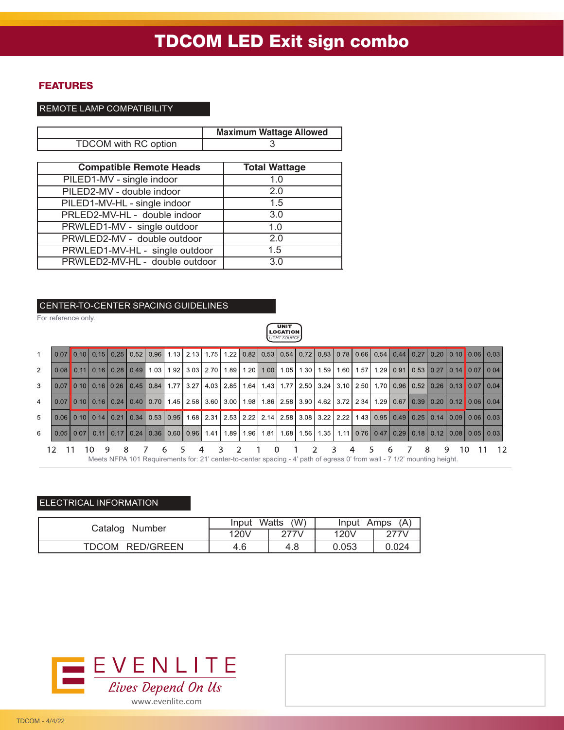# TDCOM LED Exit sign combo

## FEATURES

### REMOTE LAMP COMPATIBILITY

| | Maximum Wattage Allowed |
|---|---|
| TDCOM with RC option | 3 |

| Compatible Remote Heads | Total Wattage |
|---|---|
| PILED1-MV - single indoor | 1.0 |
| PILED2-MV - double indoor | 2.0 |
| PILED1-MV-HL - single indoor | 1.5 |
| PRLED2-MV-HL - double indoor | 3.0 |
| PRWLED1-MV - single outdoor | 1.0 |
| PRWLED2-MV - double outdoor | 2.0 |
| PRWLED1-MV-HL - single outdoor | 1.5 |
| PRWLED2-MV-HL - double outdoor | 3.0 |

### CENTER-TO-CENTER SPACING GUIDELINES

For reference only.

UNIT LOCATION LIGHT SOURCE

| | 12 | 11 | 10 | 9 | 8 | 7 | 6 | 5 | 4 | 3 | 2 | 1 | 0 | 1 | 2 | 3 | 4 | 5 | 6 | 7 | 8 | 9 | 10 | 11 | 12 |
|---|---|---|---|---|---|---|---|---|---|---|---|---|---|---|---|---|---|---|---|---|---|---|---|---|---|
| 1 | 0.07 | 0.10 | 0.15 | 0.25 | 0.52 | 0.96 | 1.13 | 2.13 | 1.75 | 1.22 | 0.82 | 0.53 | 0.54 | 0.72 | 0.83 | 0.78 | 0.66 | 0.54 | 0.44 | 0.27 | 0.20 | 0.10 | 0.06 | 0.03 | |
| 2 | 0.08 | 0.11 | 0.16 | 0.28 | 0.49 | 1.03 | 1.92 | 3.03 | 2.70 | 1.89 | 1.20 | 1.00 | 1.05 | 1.30 | 1.59 | 1.60 | 1.57 | 1.29 | 0.91 | 0.53 | 0.27 | 0.14 | 0.07 | 0.04 | |
| 3 | 0.07 | 0.10 | 0.16 | 0.26 | 0.45 | 0.84 | 1.77 | 3.27 | 4.03 | 2.85 | 1.64 | 1.43 | 1.77 | 2.50 | 3.24 | 3.10 | 2.50 | 1.70 | 0.96 | 0.52 | 0.26 | 0.13 | 0.07 | 0.04 | |
| 4 | 0.07 | 0.10 | 0.16 | 0.24 | 0.40 | 0.70 | 1.45 | 2.58 | 3.60 | 3.00 | 1.98 | 1.86 | 2.58 | 3.90 | 4.62 | 3.72 | 2.34 | 1.29 | 0.67 | 0.39 | 0.20 | 0.12 | 0.06 | 0.04 | |
| 5 | 0.06 | 0.10 | 0.14 | 0.21 | 0.34 | 0.53 | 0.95 | 1.68 | 2.31 | 2.53 | 2.22 | 2.14 | 2.58 | 3.08 | 3.22 | 2.22 | 1.43 | 0.95 | 0.49 | 0.25 | 0.14 | 0.09 | 0.06 | 0.03 | |
| 6 | 0.05 | 0.07 | 0.11 | 0.17 | 0.24 | 0.36 | 0.60 | 0.96 | 1.41 | 1.89 | 1.96 | 1.81 | 1.68 | 1.56 | 1.35 | 1.11 | 0.76 | 0.47 | 0.29 | 0.18 | 0.12 | 0.08 | 0.05 | 0.03 | |

Meets NFPA 101 Requirements for: 21' center-to-center spacing - 4' path of egress 0' from wall - 7 1/2' mounting height.

### ELECTRICAL INFORMATION

| Catalog Number | Input Watts (W) | | Input Amps (A) | |
|---|---|---|---|---|
| | 120V | 277V | 120V | 277V |
| TDCOM RED/GREEN | 4.6 | 4.8 | 0.053 | 0.024 |

EVENLITE
*Lives Depend On Us*
www.evenlite.com

TDCOM - 4/4/22